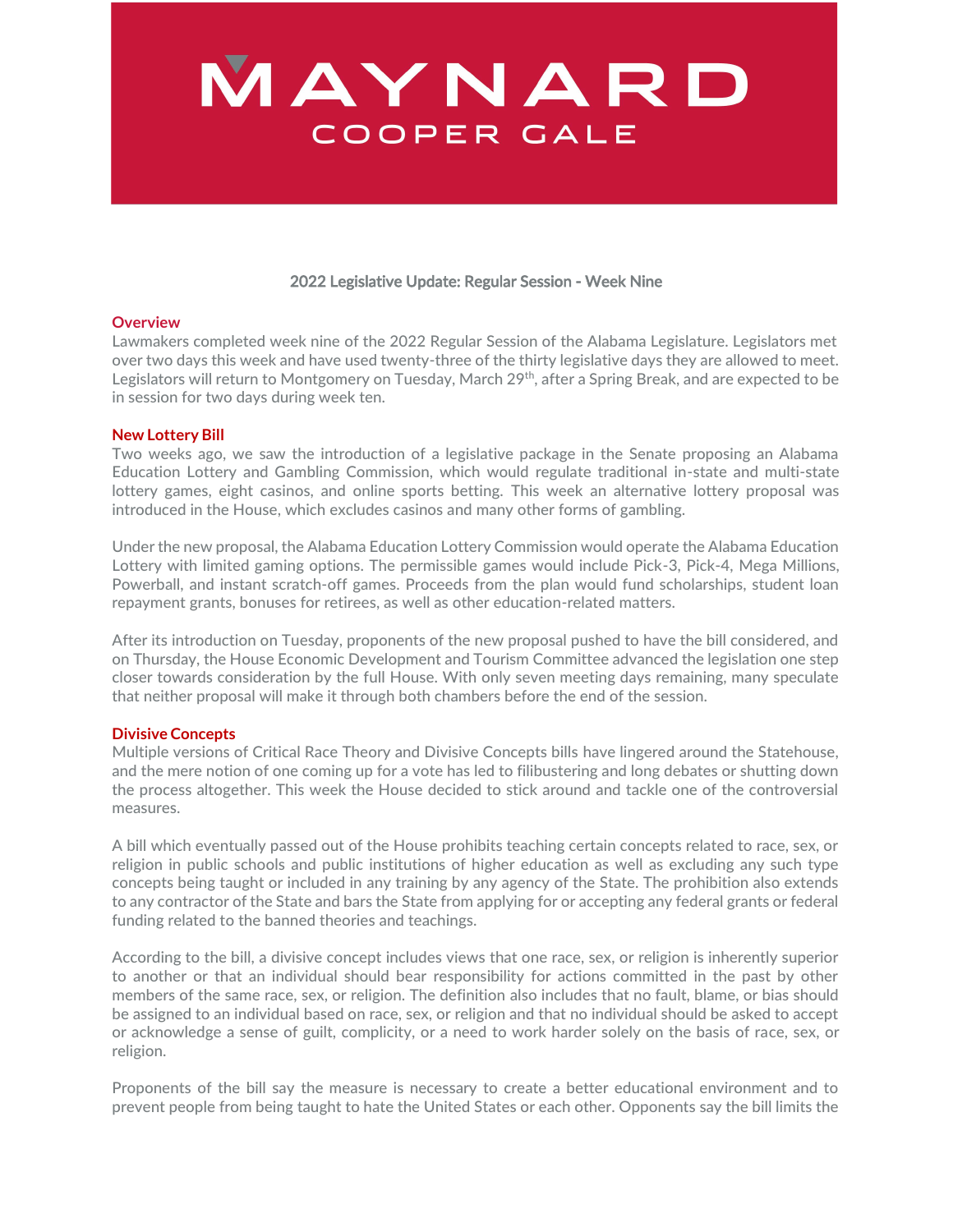# MAYNARD
## COOPER GALE

### 2022 Legislative Update: Regular Session - Week Nine

**Overview**

Lawmakers completed week nine of the 2022 Regular Session of the Alabama Legislature. Legislators met over two days this week and have used twenty-three of the thirty legislative days they are allowed to meet. Legislators will return to Montgomery on Tuesday, March 29th, after a Spring Break, and are expected to be in session for two days during week ten.

**New Lottery Bill**

Two weeks ago, we saw the introduction of a legislative package in the Senate proposing an Alabama Education Lottery and Gambling Commission, which would regulate traditional in-state and multi-state lottery games, eight casinos, and online sports betting. This week an alternative lottery proposal was introduced in the House, which excludes casinos and many other forms of gambling.

Under the new proposal, the Alabama Education Lottery Commission would operate the Alabama Education Lottery with limited gaming options. The permissible games would include Pick-3, Pick-4, Mega Millions, Powerball, and instant scratch-off games. Proceeds from the plan would fund scholarships, student loan repayment grants, bonuses for retirees, as well as other education-related matters.

After its introduction on Tuesday, proponents of the new proposal pushed to have the bill considered, and on Thursday, the House Economic Development and Tourism Committee advanced the legislation one step closer towards consideration by the full House. With only seven meeting days remaining, many speculate that neither proposal will make it through both chambers before the end of the session.

**Divisive Concepts**

Multiple versions of Critical Race Theory and Divisive Concepts bills have lingered around the Statehouse, and the mere notion of one coming up for a vote has led to filibustering and long debates or shutting down the process altogether. This week the House decided to stick around and tackle one of the controversial measures.

A bill which eventually passed out of the House prohibits teaching certain concepts related to race, sex, or religion in public schools and public institutions of higher education as well as excluding any such type concepts being taught or included in any training by any agency of the State. The prohibition also extends to any contractor of the State and bars the State from applying for or accepting any federal grants or federal funding related to the banned theories and teachings.

According to the bill, a divisive concept includes views that one race, sex, or religion is inherently superior to another or that an individual should bear responsibility for actions committed in the past by other members of the same race, sex, or religion. The definition also includes that no fault, blame, or bias should be assigned to an individual based on race, sex, or religion and that no individual should be asked to accept or acknowledge a sense of guilt, complicity, or a need to work harder solely on the basis of race, sex, or religion.

Proponents of the bill say the measure is necessary to create a better educational environment and to prevent people from being taught to hate the United States or each other. Opponents say the bill limits the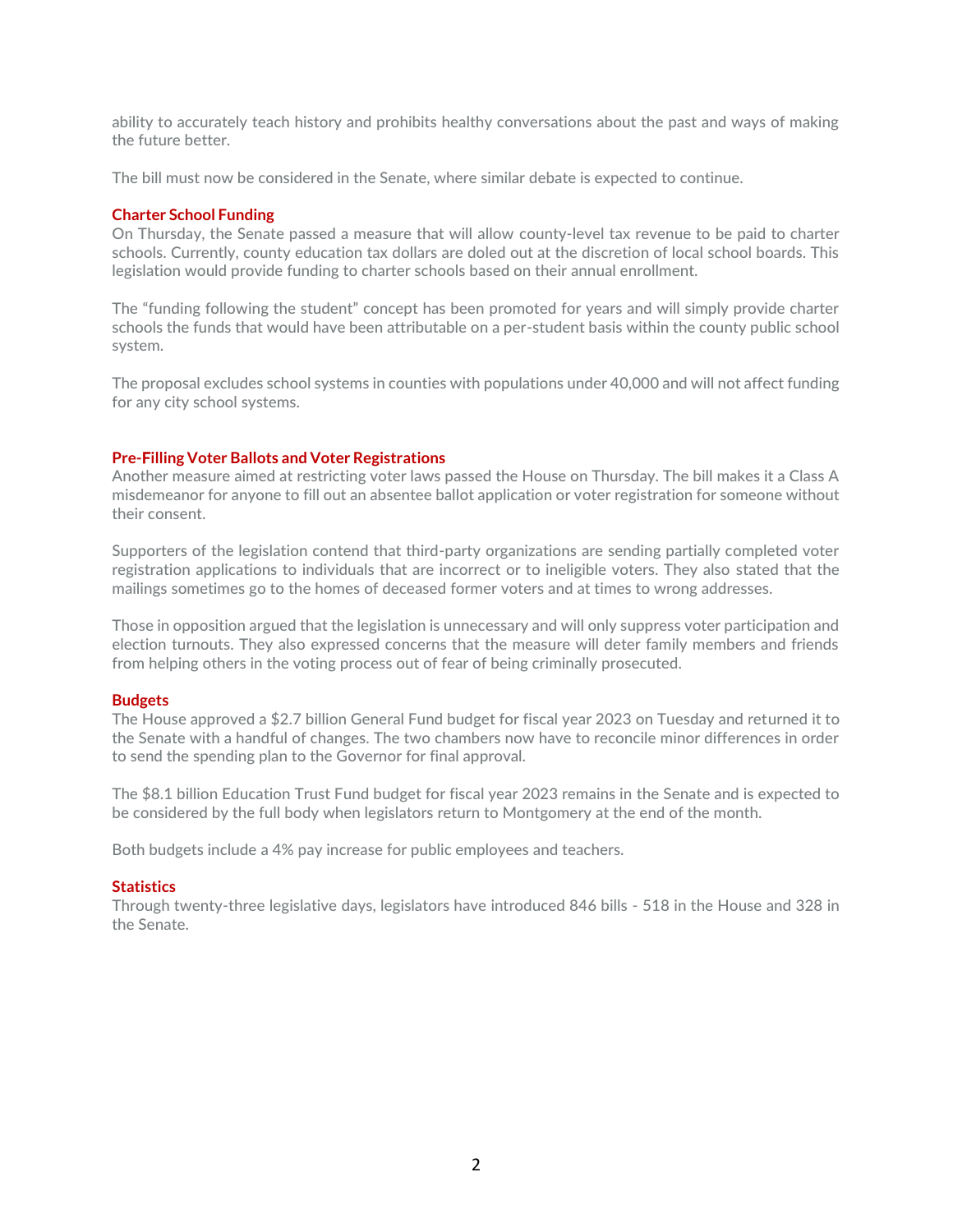ability to accurately teach history and prohibits healthy conversations about the past and ways of making the future better.

The bill must now be considered in the Senate, where similar debate is expected to continue.

### Charter School Funding

On Thursday, the Senate passed a measure that will allow county-level tax revenue to be paid to charter schools. Currently, county education tax dollars are doled out at the discretion of local school boards. This legislation would provide funding to charter schools based on their annual enrollment.

The "funding following the student" concept has been promoted for years and will simply provide charter schools the funds that would have been attributable on a per-student basis within the county public school system.

The proposal excludes school systems in counties with populations under 40,000 and will not affect funding for any city school systems.

### Pre-Filling Voter Ballots and Voter Registrations

Another measure aimed at restricting voter laws passed the House on Thursday. The bill makes it a Class A misdemeanor for anyone to fill out an absentee ballot application or voter registration for someone without their consent.

Supporters of the legislation contend that third-party organizations are sending partially completed voter registration applications to individuals that are incorrect or to ineligible voters. They also stated that the mailings sometimes go to the homes of deceased former voters and at times to wrong addresses.

Those in opposition argued that the legislation is unnecessary and will only suppress voter participation and election turnouts. They also expressed concerns that the measure will deter family members and friends from helping others in the voting process out of fear of being criminally prosecuted.

### Budgets

The House approved a $2.7 billion General Fund budget for fiscal year 2023 on Tuesday and returned it to the Senate with a handful of changes. The two chambers now have to reconcile minor differences in order to send the spending plan to the Governor for final approval.

The $8.1 billion Education Trust Fund budget for fiscal year 2023 remains in the Senate and is expected to be considered by the full body when legislators return to Montgomery at the end of the month.

Both budgets include a 4% pay increase for public employees and teachers.

### Statistics

Through twenty-three legislative days, legislators have introduced 846 bills - 518 in the House and 328 in the Senate.